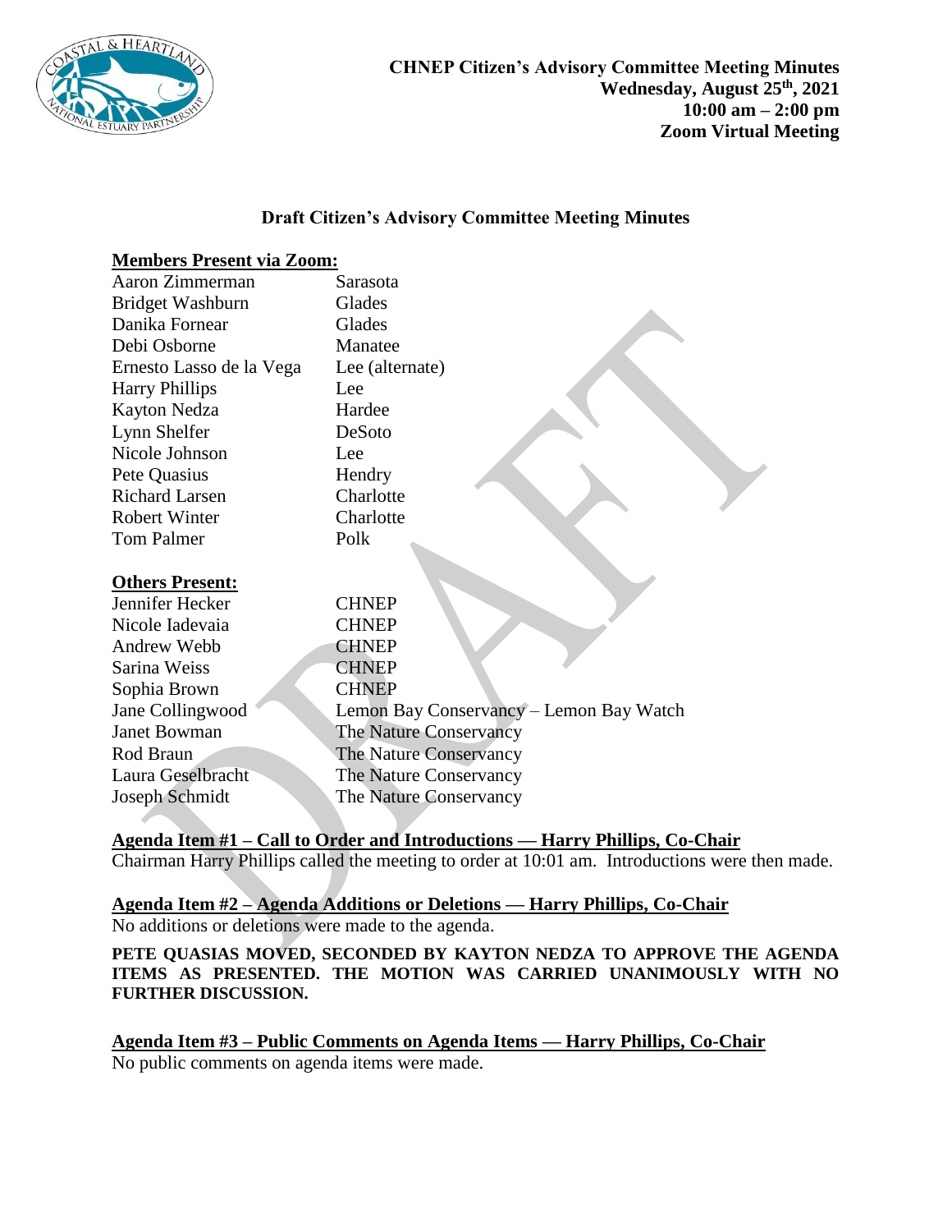**CHNEP Citizen's Advisory Committee Meeting Minutes**
**Wednesday, August 25th, 2021**
**10:00 am – 2:00 pm**
**Zoom Virtual Meeting**

## Draft Citizen's Advisory Committee Meeting Minutes

**Members Present via Zoom:**

| | |
|---|---|
| Aaron Zimmerman | Sarasota |
| Bridget Washburn | Glades |
| Danika Fornear | Glades |
| Debi Osborne | Manatee |
| Ernesto Lasso de la Vega | Lee (alternate) |
| Harry Phillips | Lee |
| Kayton Nedza | Hardee |
| Lynn Shelfer | DeSoto |
| Nicole Johnson | Lee |
| Pete Quasius | Hendry |
| Richard Larsen | Charlotte |
| Robert Winter | Charlotte |
| Tom Palmer | Polk |

**Others Present:**

| | |
|---|---|
| Jennifer Hecker | CHNEP |
| Nicole Iadevaia | CHNEP |
| Andrew Webb | CHNEP |
| Sarina Weiss | CHNEP |
| Sophia Brown | CHNEP |
| Jane Collingwood | Lemon Bay Conservancy – Lemon Bay Watch |
| Janet Bowman | The Nature Conservancy |
| Rod Braun | The Nature Conservancy |
| Laura Geselbracht | The Nature Conservancy |
| Joseph Schmidt | The Nature Conservancy |

**Agenda Item #1 – Call to Order and Introductions — Harry Phillips, Co-Chair**

Chairman Harry Phillips called the meeting to order at 10:01 am. Introductions were then made.

**Agenda Item #2 – Agenda Additions or Deletions — Harry Phillips, Co-Chair**

No additions or deletions were made to the agenda.

**PETE QUASIAS MOVED, SECONDED BY KAYTON NEDZA TO APPROVE THE AGENDA ITEMS AS PRESENTED. THE MOTION WAS CARRIED UNANIMOUSLY WITH NO FURTHER DISCUSSION.**

**Agenda Item #3 – Public Comments on Agenda Items — Harry Phillips, Co-Chair**

No public comments on agenda items were made.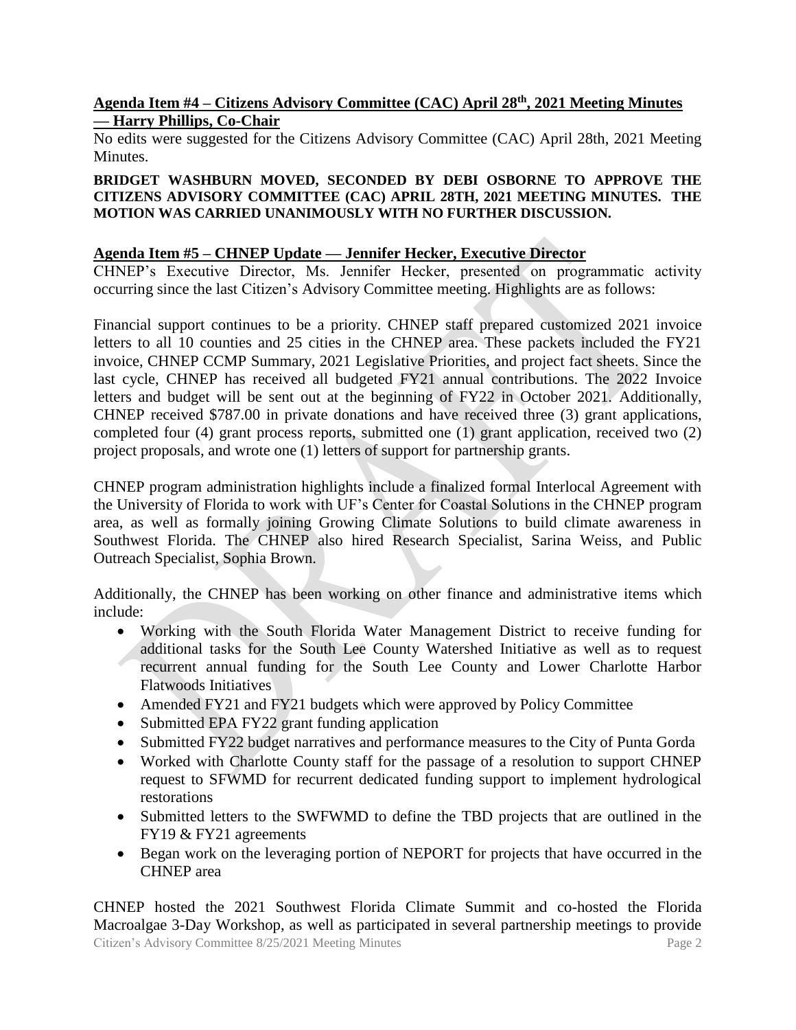**Agenda Item #4 – Citizens Advisory Committee (CAC) April 28th, 2021 Meeting Minutes — Harry Phillips, Co-Chair**

No edits were suggested for the Citizens Advisory Committee (CAC) April 28th, 2021 Meeting Minutes.

**BRIDGET WASHBURN MOVED, SECONDED BY DEBI OSBORNE TO APPROVE THE CITIZENS ADVISORY COMMITTEE (CAC) APRIL 28TH, 2021 MEETING MINUTES. THE MOTION WAS CARRIED UNANIMOUSLY WITH NO FURTHER DISCUSSION.**

**Agenda Item #5 – CHNEP Update — Jennifer Hecker, Executive Director**

CHNEP's Executive Director, Ms. Jennifer Hecker, presented on programmatic activity occurring since the last Citizen's Advisory Committee meeting. Highlights are as follows:

Financial support continues to be a priority. CHNEP staff prepared customized 2021 invoice letters to all 10 counties and 25 cities in the CHNEP area. These packets included the FY21 invoice, CHNEP CCMP Summary, 2021 Legislative Priorities, and project fact sheets. Since the last cycle, CHNEP has received all budgeted FY21 annual contributions. The 2022 Invoice letters and budget will be sent out at the beginning of FY22 in October 2021. Additionally, CHNEP received $787.00 in private donations and have received three (3) grant applications, completed four (4) grant process reports, submitted one (1) grant application, received two (2) project proposals, and wrote one (1) letters of support for partnership grants.

CHNEP program administration highlights include a finalized formal Interlocal Agreement with the University of Florida to work with UF's Center for Coastal Solutions in the CHNEP program area, as well as formally joining Growing Climate Solutions to build climate awareness in Southwest Florida. The CHNEP also hired Research Specialist, Sarina Weiss, and Public Outreach Specialist, Sophia Brown.

Additionally, the CHNEP has been working on other finance and administrative items which include:

- Working with the South Florida Water Management District to receive funding for additional tasks for the South Lee County Watershed Initiative as well as to request recurrent annual funding for the South Lee County and Lower Charlotte Harbor Flatwoods Initiatives
- Amended FY21 and FY21 budgets which were approved by Policy Committee
- Submitted EPA FY22 grant funding application
- Submitted FY22 budget narratives and performance measures to the City of Punta Gorda
- Worked with Charlotte County staff for the passage of a resolution to support CHNEP request to SFWMD for recurrent dedicated funding support to implement hydrological restorations
- Submitted letters to the SWFWMD to define the TBD projects that are outlined in the FY19 & FY21 agreements
- Began work on the leveraging portion of NEPORT for projects that have occurred in the CHNEP area

CHNEP hosted the 2021 Southwest Florida Climate Summit and co-hosted the Florida Macroalgae 3-Day Workshop, as well as participated in several partnership meetings to provide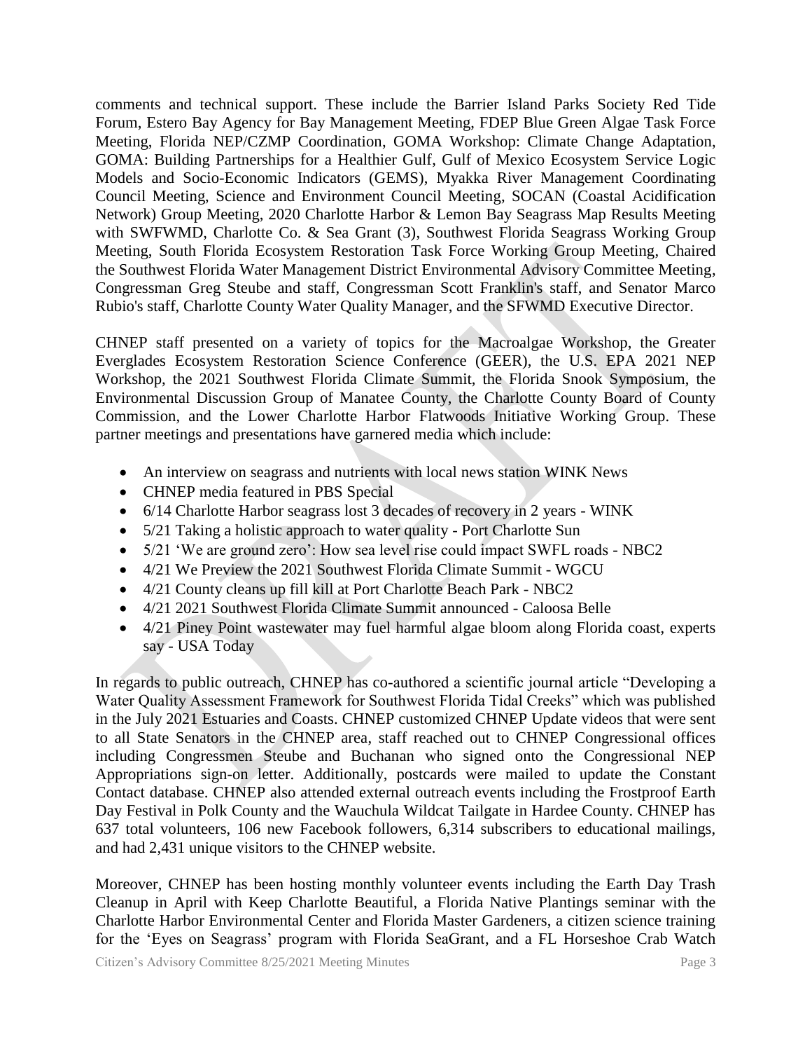comments and technical support. These include the Barrier Island Parks Society Red Tide Forum, Estero Bay Agency for Bay Management Meeting, FDEP Blue Green Algae Task Force Meeting, Florida NEP/CZMP Coordination, GOMA Workshop: Climate Change Adaptation, GOMA: Building Partnerships for a Healthier Gulf, Gulf of Mexico Ecosystem Service Logic Models and Socio-Economic Indicators (GEMS), Myakka River Management Coordinating Council Meeting, Science and Environment Council Meeting, SOCAN (Coastal Acidification Network) Group Meeting, 2020 Charlotte Harbor & Lemon Bay Seagrass Map Results Meeting with SWFWMD, Charlotte Co. & Sea Grant (3), Southwest Florida Seagrass Working Group Meeting, South Florida Ecosystem Restoration Task Force Working Group Meeting, Chaired the Southwest Florida Water Management District Environmental Advisory Committee Meeting, Congressman Greg Steube and staff, Congressman Scott Franklin's staff, and Senator Marco Rubio's staff, Charlotte County Water Quality Manager, and the SFWMD Executive Director.

CHNEP staff presented on a variety of topics for the Macroalgae Workshop, the Greater Everglades Ecosystem Restoration Science Conference (GEER), the U.S. EPA 2021 NEP Workshop, the 2021 Southwest Florida Climate Summit, the Florida Snook Symposium, the Environmental Discussion Group of Manatee County, the Charlotte County Board of County Commission, and the Lower Charlotte Harbor Flatwoods Initiative Working Group. These partner meetings and presentations have garnered media which include:

- An interview on seagrass and nutrients with local news station WINK News
- CHNEP media featured in PBS Special
- 6/14 Charlotte Harbor seagrass lost 3 decades of recovery in 2 years - WINK
- 5/21 Taking a holistic approach to water quality - Port Charlotte Sun
- 5/21 'We are ground zero': How sea level rise could impact SWFL roads - NBC2
- 4/21 We Preview the 2021 Southwest Florida Climate Summit - WGCU
- 4/21 County cleans up fill kill at Port Charlotte Beach Park - NBC2
- 4/21 2021 Southwest Florida Climate Summit announced - Caloosa Belle
- 4/21 Piney Point wastewater may fuel harmful algae bloom along Florida coast, experts say - USA Today

In regards to public outreach, CHNEP has co-authored a scientific journal article "Developing a Water Quality Assessment Framework for Southwest Florida Tidal Creeks" which was published in the July 2021 Estuaries and Coasts. CHNEP customized CHNEP Update videos that were sent to all State Senators in the CHNEP area, staff reached out to CHNEP Congressional offices including Congressmen Steube and Buchanan who signed onto the Congressional NEP Appropriations sign-on letter. Additionally, postcards were mailed to update the Constant Contact database. CHNEP also attended external outreach events including the Frostproof Earth Day Festival in Polk County and the Wauchula Wildcat Tailgate in Hardee County. CHNEP has 637 total volunteers, 106 new Facebook followers, 6,314 subscribers to educational mailings, and had 2,431 unique visitors to the CHNEP website.

Moreover, CHNEP has been hosting monthly volunteer events including the Earth Day Trash Cleanup in April with Keep Charlotte Beautiful, a Florida Native Plantings seminar with the Charlotte Harbor Environmental Center and Florida Master Gardeners, a citizen science training for the 'Eyes on Seagrass' program with Florida SeaGrant, and a FL Horseshoe Crab Watch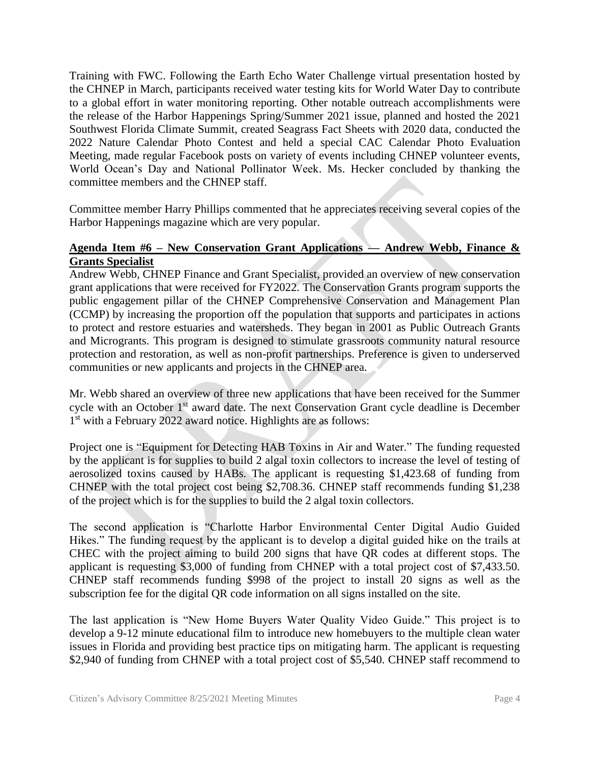Training with FWC. Following the Earth Echo Water Challenge virtual presentation hosted by the CHNEP in March, participants received water testing kits for World Water Day to contribute to a global effort in water monitoring reporting. Other notable outreach accomplishments were the release of the Harbor Happenings Spring/Summer 2021 issue, planned and hosted the 2021 Southwest Florida Climate Summit, created Seagrass Fact Sheets with 2020 data, conducted the 2022 Nature Calendar Photo Contest and held a special CAC Calendar Photo Evaluation Meeting, made regular Facebook posts on variety of events including CHNEP volunteer events, World Ocean's Day and National Pollinator Week. Ms. Hecker concluded by thanking the committee members and the CHNEP staff.

Committee member Harry Phillips commented that he appreciates receiving several copies of the Harbor Happenings magazine which are very popular.

**Agenda Item #6 – New Conservation Grant Applications — Andrew Webb, Finance & Grants Specialist**

Andrew Webb, CHNEP Finance and Grant Specialist, provided an overview of new conservation grant applications that were received for FY2022. The Conservation Grants program supports the public engagement pillar of the CHNEP Comprehensive Conservation and Management Plan (CCMP) by increasing the proportion off the population that supports and participates in actions to protect and restore estuaries and watersheds. They began in 2001 as Public Outreach Grants and Microgrants. This program is designed to stimulate grassroots community natural resource protection and restoration, as well as non-profit partnerships. Preference is given to underserved communities or new applicants and projects in the CHNEP area.

Mr. Webb shared an overview of three new applications that have been received for the Summer cycle with an October 1st award date. The next Conservation Grant cycle deadline is December 1st with a February 2022 award notice. Highlights are as follows:

Project one is "Equipment for Detecting HAB Toxins in Air and Water." The funding requested by the applicant is for supplies to build 2 algal toxin collectors to increase the level of testing of aerosolized toxins caused by HABs. The applicant is requesting $1,423.68 of funding from CHNEP with the total project cost being $2,708.36. CHNEP staff recommends funding $1,238 of the project which is for the supplies to build the 2 algal toxin collectors.

The second application is "Charlotte Harbor Environmental Center Digital Audio Guided Hikes." The funding request by the applicant is to develop a digital guided hike on the trails at CHEC with the project aiming to build 200 signs that have QR codes at different stops. The applicant is requesting $3,000 of funding from CHNEP with a total project cost of $7,433.50. CHNEP staff recommends funding $998 of the project to install 20 signs as well as the subscription fee for the digital QR code information on all signs installed on the site.

The last application is "New Home Buyers Water Quality Video Guide." This project is to develop a 9-12 minute educational film to introduce new homebuyers to the multiple clean water issues in Florida and providing best practice tips on mitigating harm. The applicant is requesting $2,940 of funding from CHNEP with a total project cost of $5,540. CHNEP staff recommend to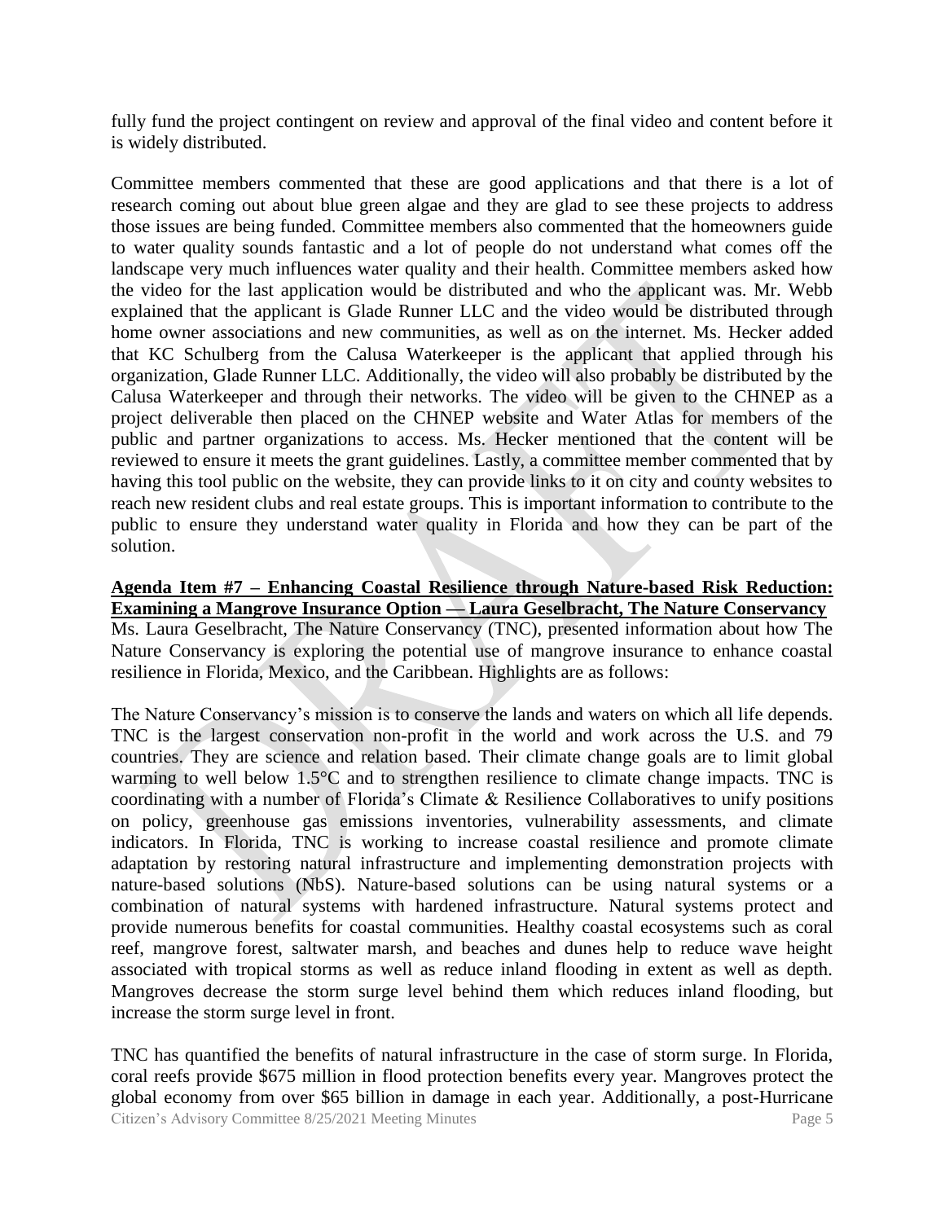fully fund the project contingent on review and approval of the final video and content before it is widely distributed.

Committee members commented that these are good applications and that there is a lot of research coming out about blue green algae and they are glad to see these projects to address those issues are being funded. Committee members also commented that the homeowners guide to water quality sounds fantastic and a lot of people do not understand what comes off the landscape very much influences water quality and their health. Committee members asked how the video for the last application would be distributed and who the applicant was. Mr. Webb explained that the applicant is Glade Runner LLC and the video would be distributed through home owner associations and new communities, as well as on the internet. Ms. Hecker added that KC Schulberg from the Calusa Waterkeeper is the applicant that applied through his organization, Glade Runner LLC. Additionally, the video will also probably be distributed by the Calusa Waterkeeper and through their networks. The video will be given to the CHNEP as a project deliverable then placed on the CHNEP website and Water Atlas for members of the public and partner organizations to access. Ms. Hecker mentioned that the content will be reviewed to ensure it meets the grant guidelines. Lastly, a committee member commented that by having this tool public on the website, they can provide links to it on city and county websites to reach new resident clubs and real estate groups. This is important information to contribute to the public to ensure they understand water quality in Florida and how they can be part of the solution.

**Agenda Item #7 – Enhancing Coastal Resilience through Nature-based Risk Reduction: Examining a Mangrove Insurance Option — Laura Geselbracht, The Nature Conservancy**

Ms. Laura Geselbracht, The Nature Conservancy (TNC), presented information about how The Nature Conservancy is exploring the potential use of mangrove insurance to enhance coastal resilience in Florida, Mexico, and the Caribbean. Highlights are as follows:

The Nature Conservancy's mission is to conserve the lands and waters on which all life depends. TNC is the largest conservation non-profit in the world and work across the U.S. and 79 countries. They are science and relation based. Their climate change goals are to limit global warming to well below 1.5°C and to strengthen resilience to climate change impacts. TNC is coordinating with a number of Florida's Climate & Resilience Collaboratives to unify positions on policy, greenhouse gas emissions inventories, vulnerability assessments, and climate indicators. In Florida, TNC is working to increase coastal resilience and promote climate adaptation by restoring natural infrastructure and implementing demonstration projects with nature-based solutions (NbS). Nature-based solutions can be using natural systems or a combination of natural systems with hardened infrastructure. Natural systems protect and provide numerous benefits for coastal communities. Healthy coastal ecosystems such as coral reef, mangrove forest, saltwater marsh, and beaches and dunes help to reduce wave height associated with tropical storms as well as reduce inland flooding in extent as well as depth. Mangroves decrease the storm surge level behind them which reduces inland flooding, but increase the storm surge level in front.

TNC has quantified the benefits of natural infrastructure in the case of storm surge. In Florida, coral reefs provide $675 million in flood protection benefits every year. Mangroves protect the global economy from over $65 billion in damage in each year. Additionally, a post-Hurricane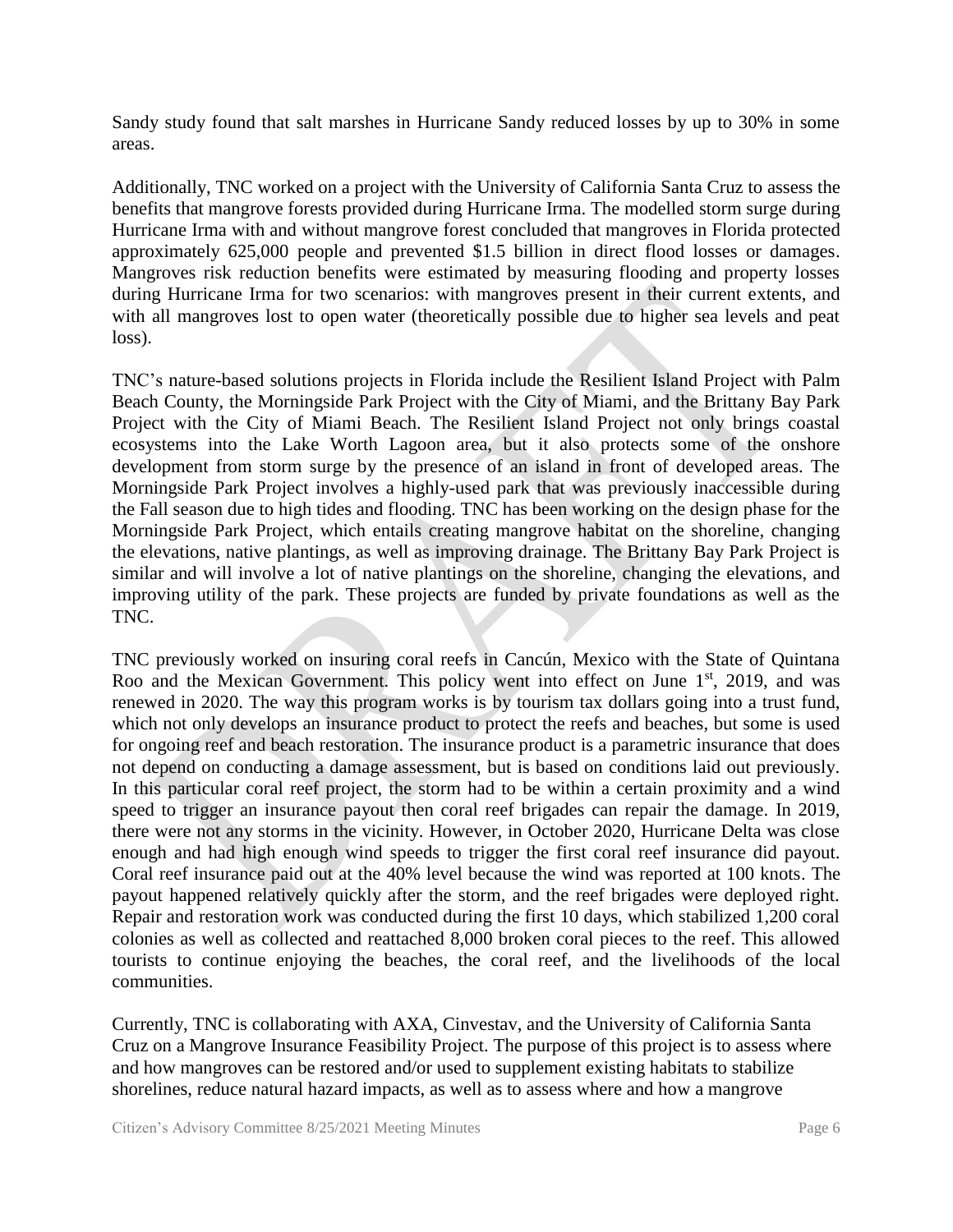Sandy study found that salt marshes in Hurricane Sandy reduced losses by up to 30% in some areas.

Additionally, TNC worked on a project with the University of California Santa Cruz to assess the benefits that mangrove forests provided during Hurricane Irma. The modelled storm surge during Hurricane Irma with and without mangrove forest concluded that mangroves in Florida protected approximately 625,000 people and prevented $1.5 billion in direct flood losses or damages. Mangroves risk reduction benefits were estimated by measuring flooding and property losses during Hurricane Irma for two scenarios: with mangroves present in their current extents, and with all mangroves lost to open water (theoretically possible due to higher sea levels and peat loss).

TNC's nature-based solutions projects in Florida include the Resilient Island Project with Palm Beach County, the Morningside Park Project with the City of Miami, and the Brittany Bay Park Project with the City of Miami Beach. The Resilient Island Project not only brings coastal ecosystems into the Lake Worth Lagoon area, but it also protects some of the onshore development from storm surge by the presence of an island in front of developed areas. The Morningside Park Project involves a highly-used park that was previously inaccessible during the Fall season due to high tides and flooding. TNC has been working on the design phase for the Morningside Park Project, which entails creating mangrove habitat on the shoreline, changing the elevations, native plantings, as well as improving drainage. The Brittany Bay Park Project is similar and will involve a lot of native plantings on the shoreline, changing the elevations, and improving utility of the park. These projects are funded by private foundations as well as the TNC.

TNC previously worked on insuring coral reefs in Cancún, Mexico with the State of Quintana Roo and the Mexican Government. This policy went into effect on June 1st, 2019, and was renewed in 2020. The way this program works is by tourism tax dollars going into a trust fund, which not only develops an insurance product to protect the reefs and beaches, but some is used for ongoing reef and beach restoration. The insurance product is a parametric insurance that does not depend on conducting a damage assessment, but is based on conditions laid out previously. In this particular coral reef project, the storm had to be within a certain proximity and a wind speed to trigger an insurance payout then coral reef brigades can repair the damage. In 2019, there were not any storms in the vicinity. However, in October 2020, Hurricane Delta was close enough and had high enough wind speeds to trigger the first coral reef insurance did payout. Coral reef insurance paid out at the 40% level because the wind was reported at 100 knots. The payout happened relatively quickly after the storm, and the reef brigades were deployed right. Repair and restoration work was conducted during the first 10 days, which stabilized 1,200 coral colonies as well as collected and reattached 8,000 broken coral pieces to the reef. This allowed tourists to continue enjoying the beaches, the coral reef, and the livelihoods of the local communities.

Currently, TNC is collaborating with AXA, Cinvestav, and the University of California Santa Cruz on a Mangrove Insurance Feasibility Project. The purpose of this project is to assess where and how mangroves can be restored and/or used to supplement existing habitats to stabilize shorelines, reduce natural hazard impacts, as well as to assess where and how a mangrove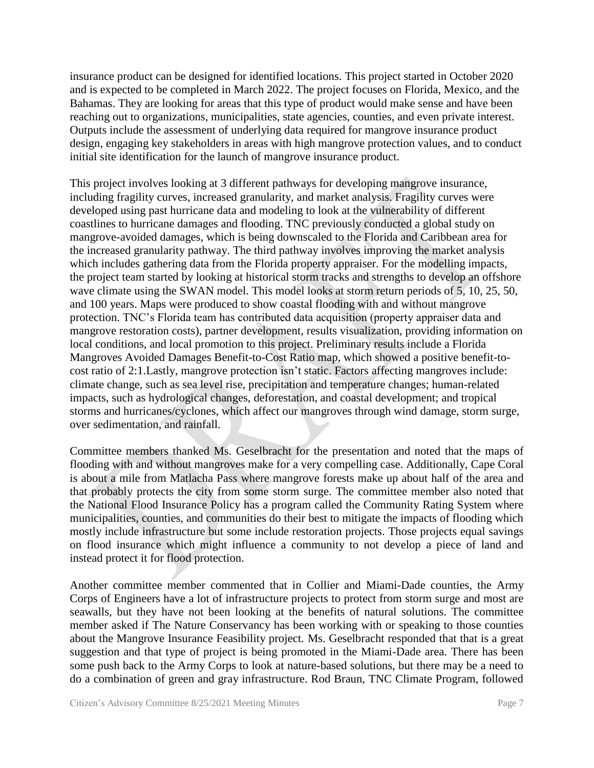insurance product can be designed for identified locations. This project started in October 2020 and is expected to be completed in March 2022. The project focuses on Florida, Mexico, and the Bahamas. They are looking for areas that this type of product would make sense and have been reaching out to organizations, municipalities, state agencies, counties, and even private interest. Outputs include the assessment of underlying data required for mangrove insurance product design, engaging key stakeholders in areas with high mangrove protection values, and to conduct initial site identification for the launch of mangrove insurance product.

This project involves looking at 3 different pathways for developing mangrove insurance, including fragility curves, increased granularity, and market analysis. Fragility curves were developed using past hurricane data and modeling to look at the vulnerability of different coastlines to hurricane damages and flooding. TNC previously conducted a global study on mangrove-avoided damages, which is being downscaled to the Florida and Caribbean area for the increased granularity pathway. The third pathway involves improving the market analysis which includes gathering data from the Florida property appraiser. For the modelling impacts, the project team started by looking at historical storm tracks and strengths to develop an offshore wave climate using the SWAN model. This model looks at storm return periods of 5, 10, 25, 50, and 100 years. Maps were produced to show coastal flooding with and without mangrove protection. TNC's Florida team has contributed data acquisition (property appraiser data and mangrove restoration costs), partner development, results visualization, providing information on local conditions, and local promotion to this project. Preliminary results include a Florida Mangroves Avoided Damages Benefit-to-Cost Ratio map, which showed a positive benefit-to-cost ratio of 2:1.Lastly, mangrove protection isn't static. Factors affecting mangroves include: climate change, such as sea level rise, precipitation and temperature changes; human-related impacts, such as hydrological changes, deforestation, and coastal development; and tropical storms and hurricanes/cyclones, which affect our mangroves through wind damage, storm surge, over sedimentation, and rainfall.

Committee members thanked Ms. Geselbracht for the presentation and noted that the maps of flooding with and without mangroves make for a very compelling case. Additionally, Cape Coral is about a mile from Matlacha Pass where mangrove forests make up about half of the area and that probably protects the city from some storm surge. The committee member also noted that the National Flood Insurance Policy has a program called the Community Rating System where municipalities, counties, and communities do their best to mitigate the impacts of flooding which mostly include infrastructure but some include restoration projects. Those projects equal savings on flood insurance which might influence a community to not develop a piece of land and instead protect it for flood protection.

Another committee member commented that in Collier and Miami-Dade counties, the Army Corps of Engineers have a lot of infrastructure projects to protect from storm surge and most are seawalls, but they have not been looking at the benefits of natural solutions. The committee member asked if The Nature Conservancy has been working with or speaking to those counties about the Mangrove Insurance Feasibility project. Ms. Geselbracht responded that that is a great suggestion and that type of project is being promoted in the Miami-Dade area. There has been some push back to the Army Corps to look at nature-based solutions, but there may be a need to do a combination of green and gray infrastructure. Rod Braun, TNC Climate Program, followed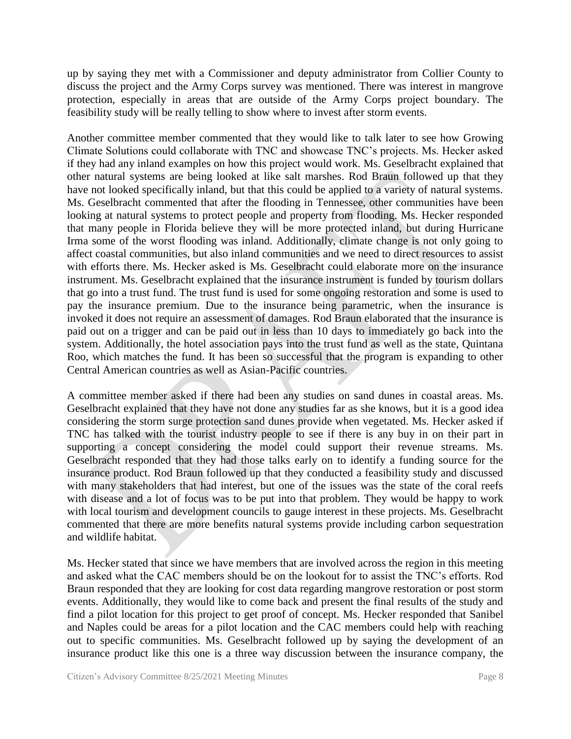up by saying they met with a Commissioner and deputy administrator from Collier County to discuss the project and the Army Corps survey was mentioned. There was interest in mangrove protection, especially in areas that are outside of the Army Corps project boundary. The feasibility study will be really telling to show where to invest after storm events.

Another committee member commented that they would like to talk later to see how Growing Climate Solutions could collaborate with TNC and showcase TNC's projects. Ms. Hecker asked if they had any inland examples on how this project would work. Ms. Geselbracht explained that other natural systems are being looked at like salt marshes. Rod Braun followed up that they have not looked specifically inland, but that this could be applied to a variety of natural systems. Ms. Geselbracht commented that after the flooding in Tennessee, other communities have been looking at natural systems to protect people and property from flooding. Ms. Hecker responded that many people in Florida believe they will be more protected inland, but during Hurricane Irma some of the worst flooding was inland. Additionally, climate change is not only going to affect coastal communities, but also inland communities and we need to direct resources to assist with efforts there. Ms. Hecker asked is Ms. Geselbracht could elaborate more on the insurance instrument. Ms. Geselbracht explained that the insurance instrument is funded by tourism dollars that go into a trust fund. The trust fund is used for some ongoing restoration and some is used to pay the insurance premium. Due to the insurance being parametric, when the insurance is invoked it does not require an assessment of damages. Rod Braun elaborated that the insurance is paid out on a trigger and can be paid out in less than 10 days to immediately go back into the system. Additionally, the hotel association pays into the trust fund as well as the state, Quintana Roo, which matches the fund. It has been so successful that the program is expanding to other Central American countries as well as Asian-Pacific countries.

A committee member asked if there had been any studies on sand dunes in coastal areas. Ms. Geselbracht explained that they have not done any studies far as she knows, but it is a good idea considering the storm surge protection sand dunes provide when vegetated. Ms. Hecker asked if TNC has talked with the tourist industry people to see if there is any buy in on their part in supporting a concept considering the model could support their revenue streams. Ms. Geselbracht responded that they had those talks early on to identify a funding source for the insurance product. Rod Braun followed up that they conducted a feasibility study and discussed with many stakeholders that had interest, but one of the issues was the state of the coral reefs with disease and a lot of focus was to be put into that problem. They would be happy to work with local tourism and development councils to gauge interest in these projects. Ms. Geselbracht commented that there are more benefits natural systems provide including carbon sequestration and wildlife habitat.

Ms. Hecker stated that since we have members that are involved across the region in this meeting and asked what the CAC members should be on the lookout for to assist the TNC's efforts. Rod Braun responded that they are looking for cost data regarding mangrove restoration or post storm events. Additionally, they would like to come back and present the final results of the study and find a pilot location for this project to get proof of concept. Ms. Hecker responded that Sanibel and Naples could be areas for a pilot location and the CAC members could help with reaching out to specific communities. Ms. Geselbracht followed up by saying the development of an insurance product like this one is a three way discussion between the insurance company, the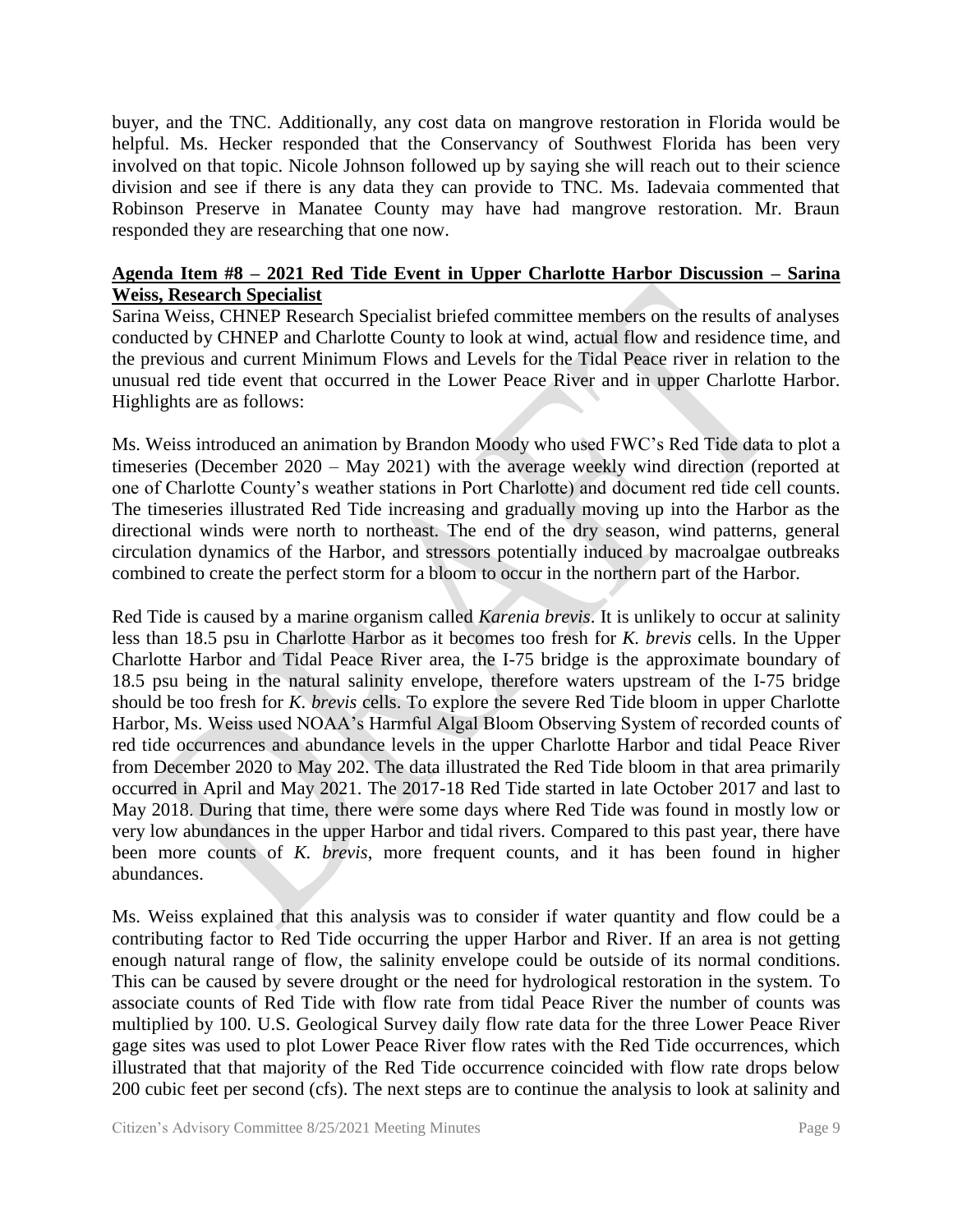buyer, and the TNC. Additionally, any cost data on mangrove restoration in Florida would be helpful. Ms. Hecker responded that the Conservancy of Southwest Florida has been very involved on that topic. Nicole Johnson followed up by saying she will reach out to their science division and see if there is any data they can provide to TNC. Ms. Iadevaia commented that Robinson Preserve in Manatee County may have had mangrove restoration. Mr. Braun responded they are researching that one now.

**Agenda Item #8 – 2021 Red Tide Event in Upper Charlotte Harbor Discussion – Sarina Weiss, Research Specialist**

Sarina Weiss, CHNEP Research Specialist briefed committee members on the results of analyses conducted by CHNEP and Charlotte County to look at wind, actual flow and residence time, and the previous and current Minimum Flows and Levels for the Tidal Peace river in relation to the unusual red tide event that occurred in the Lower Peace River and in upper Charlotte Harbor. Highlights are as follows:

Ms. Weiss introduced an animation by Brandon Moody who used FWC's Red Tide data to plot a timeseries (December 2020 – May 2021) with the average weekly wind direction (reported at one of Charlotte County's weather stations in Port Charlotte) and document red tide cell counts. The timeseries illustrated Red Tide increasing and gradually moving up into the Harbor as the directional winds were north to northeast. The end of the dry season, wind patterns, general circulation dynamics of the Harbor, and stressors potentially induced by macroalgae outbreaks combined to create the perfect storm for a bloom to occur in the northern part of the Harbor.

Red Tide is caused by a marine organism called *Karenia brevis*. It is unlikely to occur at salinity less than 18.5 psu in Charlotte Harbor as it becomes too fresh for *K. brevis* cells. In the Upper Charlotte Harbor and Tidal Peace River area, the I-75 bridge is the approximate boundary of 18.5 psu being in the natural salinity envelope, therefore waters upstream of the I-75 bridge should be too fresh for *K. brevis* cells. To explore the severe Red Tide bloom in upper Charlotte Harbor, Ms. Weiss used NOAA's Harmful Algal Bloom Observing System of recorded counts of red tide occurrences and abundance levels in the upper Charlotte Harbor and tidal Peace River from December 2020 to May 202. The data illustrated the Red Tide bloom in that area primarily occurred in April and May 2021. The 2017-18 Red Tide started in late October 2017 and last to May 2018. During that time, there were some days where Red Tide was found in mostly low or very low abundances in the upper Harbor and tidal rivers. Compared to this past year, there have been more counts of *K. brevis*, more frequent counts, and it has been found in higher abundances.

Ms. Weiss explained that this analysis was to consider if water quantity and flow could be a contributing factor to Red Tide occurring the upper Harbor and River. If an area is not getting enough natural range of flow, the salinity envelope could be outside of its normal conditions. This can be caused by severe drought or the need for hydrological restoration in the system. To associate counts of Red Tide with flow rate from tidal Peace River the number of counts was multiplied by 100. U.S. Geological Survey daily flow rate data for the three Lower Peace River gage sites was used to plot Lower Peace River flow rates with the Red Tide occurrences, which illustrated that that majority of the Red Tide occurrence coincided with flow rate drops below 200 cubic feet per second (cfs). The next steps are to continue the analysis to look at salinity and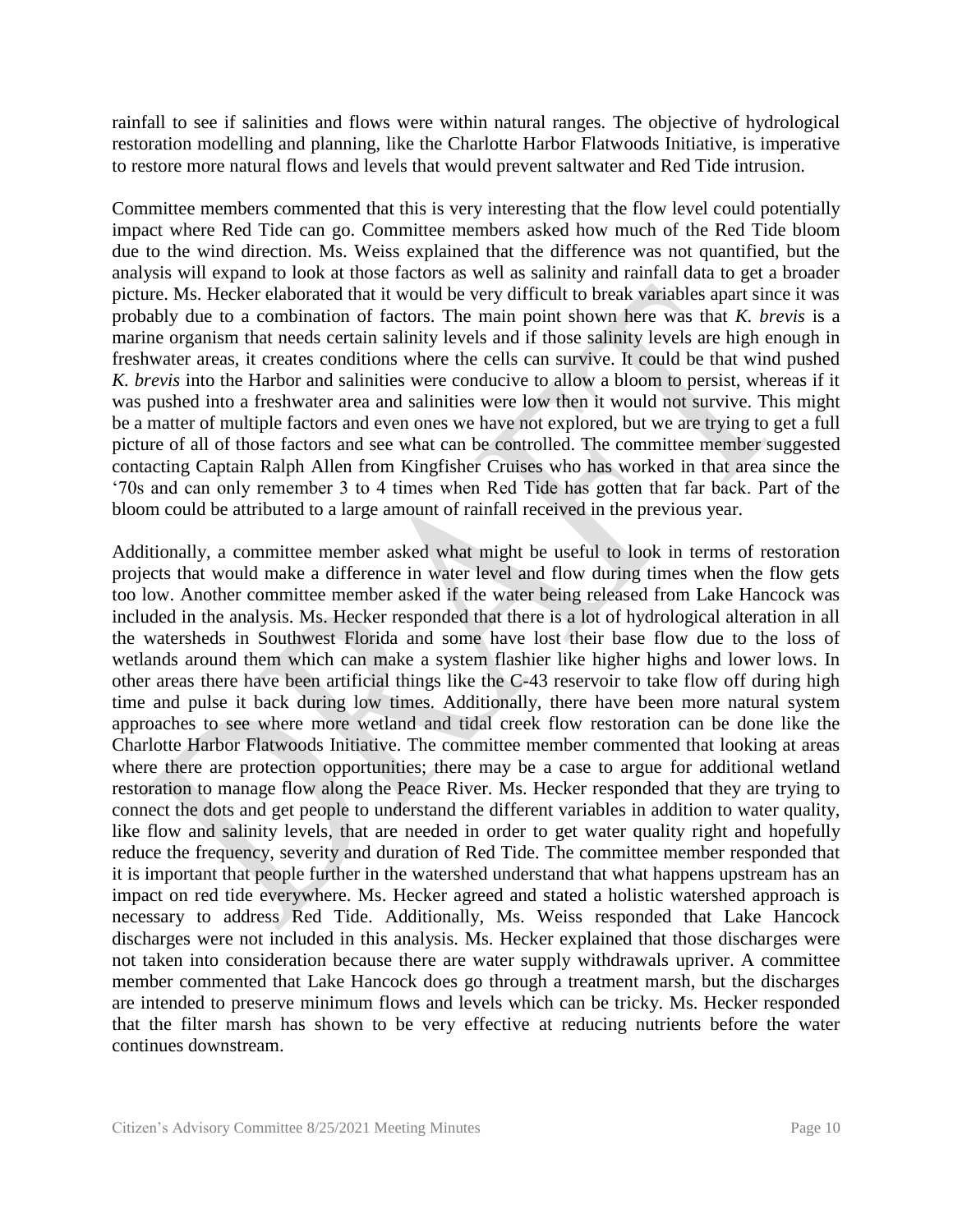rainfall to see if salinities and flows were within natural ranges. The objective of hydrological restoration modelling and planning, like the Charlotte Harbor Flatwoods Initiative, is imperative to restore more natural flows and levels that would prevent saltwater and Red Tide intrusion.

Committee members commented that this is very interesting that the flow level could potentially impact where Red Tide can go. Committee members asked how much of the Red Tide bloom due to the wind direction. Ms. Weiss explained that the difference was not quantified, but the analysis will expand to look at those factors as well as salinity and rainfall data to get a broader picture. Ms. Hecker elaborated that it would be very difficult to break variables apart since it was probably due to a combination of factors. The main point shown here was that *K. brevis* is a marine organism that needs certain salinity levels and if those salinity levels are high enough in freshwater areas, it creates conditions where the cells can survive. It could be that wind pushed *K. brevis* into the Harbor and salinities were conducive to allow a bloom to persist, whereas if it was pushed into a freshwater area and salinities were low then it would not survive. This might be a matter of multiple factors and even ones we have not explored, but we are trying to get a full picture of all of those factors and see what can be controlled. The committee member suggested contacting Captain Ralph Allen from Kingfisher Cruises who has worked in that area since the '70s and can only remember 3 to 4 times when Red Tide has gotten that far back. Part of the bloom could be attributed to a large amount of rainfall received in the previous year.

Additionally, a committee member asked what might be useful to look in terms of restoration projects that would make a difference in water level and flow during times when the flow gets too low. Another committee member asked if the water being released from Lake Hancock was included in the analysis. Ms. Hecker responded that there is a lot of hydrological alteration in all the watersheds in Southwest Florida and some have lost their base flow due to the loss of wetlands around them which can make a system flashier like higher highs and lower lows. In other areas there have been artificial things like the C-43 reservoir to take flow off during high time and pulse it back during low times. Additionally, there have been more natural system approaches to see where more wetland and tidal creek flow restoration can be done like the Charlotte Harbor Flatwoods Initiative. The committee member commented that looking at areas where there are protection opportunities; there may be a case to argue for additional wetland restoration to manage flow along the Peace River. Ms. Hecker responded that they are trying to connect the dots and get people to understand the different variables in addition to water quality, like flow and salinity levels, that are needed in order to get water quality right and hopefully reduce the frequency, severity and duration of Red Tide. The committee member responded that it is important that people further in the watershed understand that what happens upstream has an impact on red tide everywhere. Ms. Hecker agreed and stated a holistic watershed approach is necessary to address Red Tide. Additionally, Ms. Weiss responded that Lake Hancock discharges were not included in this analysis. Ms. Hecker explained that those discharges were not taken into consideration because there are water supply withdrawals upriver. A committee member commented that Lake Hancock does go through a treatment marsh, but the discharges are intended to preserve minimum flows and levels which can be tricky. Ms. Hecker responded that the filter marsh has shown to be very effective at reducing nutrients before the water continues downstream.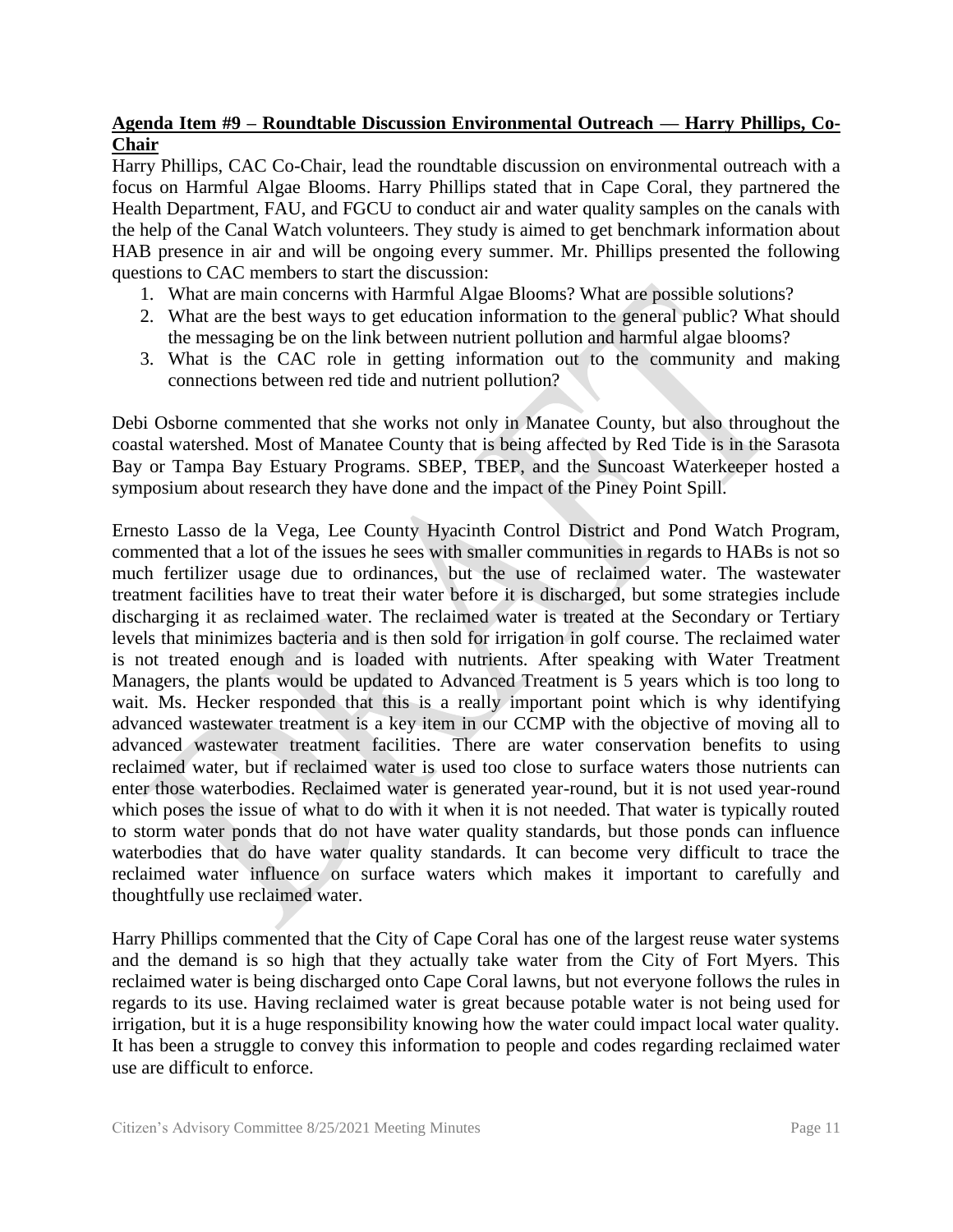**Agenda Item #9 – Roundtable Discussion Environmental Outreach — Harry Phillips, Co-Chair**

Harry Phillips, CAC Co-Chair, lead the roundtable discussion on environmental outreach with a focus on Harmful Algae Blooms. Harry Phillips stated that in Cape Coral, they partnered the Health Department, FAU, and FGCU to conduct air and water quality samples on the canals with the help of the Canal Watch volunteers. They study is aimed to get benchmark information about HAB presence in air and will be ongoing every summer. Mr. Phillips presented the following questions to CAC members to start the discussion:

1. What are main concerns with Harmful Algae Blooms? What are possible solutions?
2. What are the best ways to get education information to the general public? What should the messaging be on the link between nutrient pollution and harmful algae blooms?
3. What is the CAC role in getting information out to the community and making connections between red tide and nutrient pollution?

Debi Osborne commented that she works not only in Manatee County, but also throughout the coastal watershed. Most of Manatee County that is being affected by Red Tide is in the Sarasota Bay or Tampa Bay Estuary Programs. SBEP, TBEP, and the Suncoast Waterkeeper hosted a symposium about research they have done and the impact of the Piney Point Spill.

Ernesto Lasso de la Vega, Lee County Hyacinth Control District and Pond Watch Program, commented that a lot of the issues he sees with smaller communities in regards to HABs is not so much fertilizer usage due to ordinances, but the use of reclaimed water. The wastewater treatment facilities have to treat their water before it is discharged, but some strategies include discharging it as reclaimed water. The reclaimed water is treated at the Secondary or Tertiary levels that minimizes bacteria and is then sold for irrigation in golf course. The reclaimed water is not treated enough and is loaded with nutrients. After speaking with Water Treatment Managers, the plants would be updated to Advanced Treatment is 5 years which is too long to wait. Ms. Hecker responded that this is a really important point which is why identifying advanced wastewater treatment is a key item in our CCMP with the objective of moving all to advanced wastewater treatment facilities. There are water conservation benefits to using reclaimed water, but if reclaimed water is used too close to surface waters those nutrients can enter those waterbodies. Reclaimed water is generated year-round, but it is not used year-round which poses the issue of what to do with it when it is not needed. That water is typically routed to storm water ponds that do not have water quality standards, but those ponds can influence waterbodies that do have water quality standards. It can become very difficult to trace the reclaimed water influence on surface waters which makes it important to carefully and thoughtfully use reclaimed water.

Harry Phillips commented that the City of Cape Coral has one of the largest reuse water systems and the demand is so high that they actually take water from the City of Fort Myers. This reclaimed water is being discharged onto Cape Coral lawns, but not everyone follows the rules in regards to its use. Having reclaimed water is great because potable water is not being used for irrigation, but it is a huge responsibility knowing how the water could impact local water quality. It has been a struggle to convey this information to people and codes regarding reclaimed water use are difficult to enforce.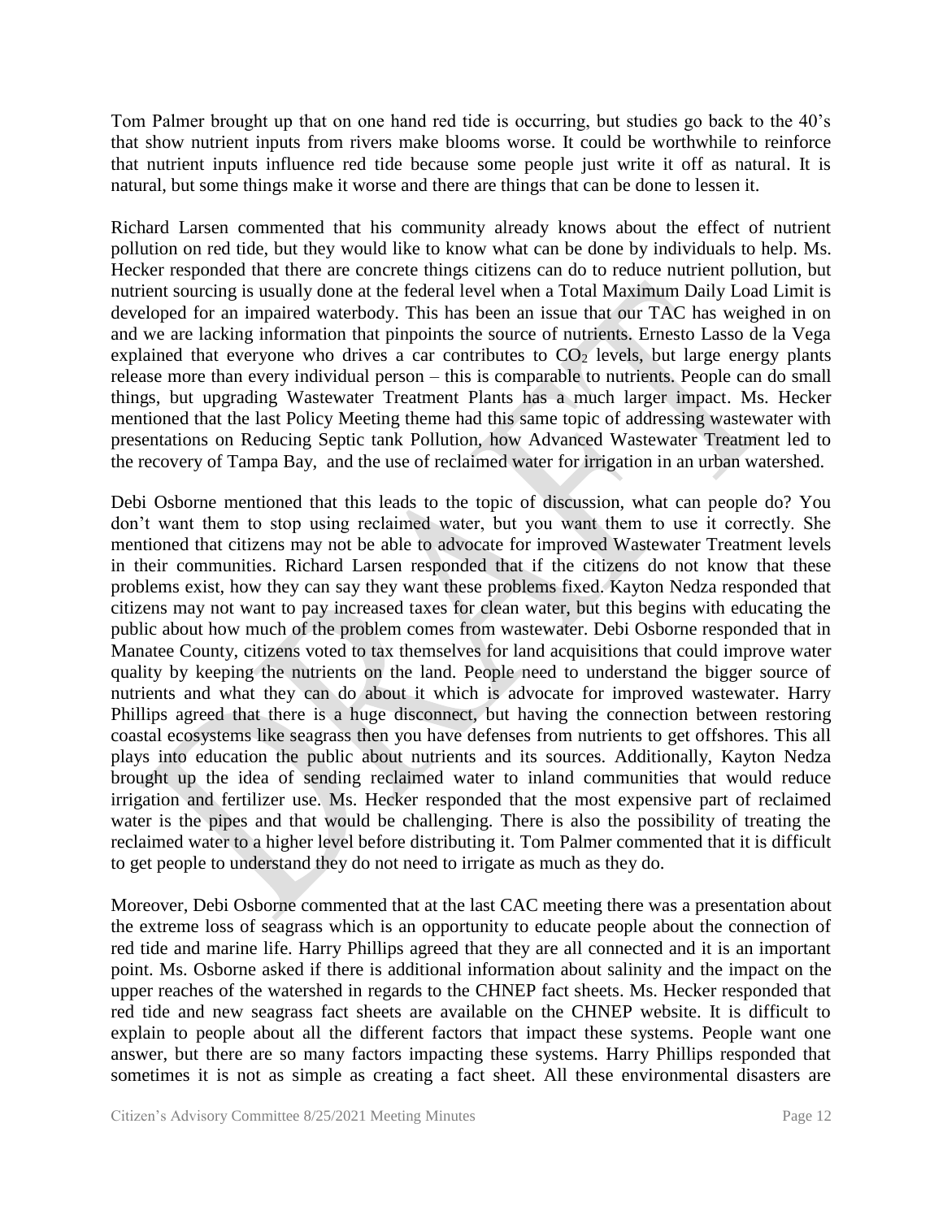Tom Palmer brought up that on one hand red tide is occurring, but studies go back to the 40's that show nutrient inputs from rivers make blooms worse. It could be worthwhile to reinforce that nutrient inputs influence red tide because some people just write it off as natural. It is natural, but some things make it worse and there are things that can be done to lessen it.

Richard Larsen commented that his community already knows about the effect of nutrient pollution on red tide, but they would like to know what can be done by individuals to help. Ms. Hecker responded that there are concrete things citizens can do to reduce nutrient pollution, but nutrient sourcing is usually done at the federal level when a Total Maximum Daily Load Limit is developed for an impaired waterbody. This has been an issue that our TAC has weighed in on and we are lacking information that pinpoints the source of nutrients. Ernesto Lasso de la Vega explained that everyone who drives a car contributes to $CO_2$ levels, but large energy plants release more than every individual person – this is comparable to nutrients. People can do small things, but upgrading Wastewater Treatment Plants has a much larger impact. Ms. Hecker mentioned that the last Policy Meeting theme had this same topic of addressing wastewater with presentations on Reducing Septic tank Pollution, how Advanced Wastewater Treatment led to the recovery of Tampa Bay, and the use of reclaimed water for irrigation in an urban watershed.

Debi Osborne mentioned that this leads to the topic of discussion, what can people do? You don't want them to stop using reclaimed water, but you want them to use it correctly. She mentioned that citizens may not be able to advocate for improved Wastewater Treatment levels in their communities. Richard Larsen responded that if the citizens do not know that these problems exist, how they can say they want these problems fixed. Kayton Nedza responded that citizens may not want to pay increased taxes for clean water, but this begins with educating the public about how much of the problem comes from wastewater. Debi Osborne responded that in Manatee County, citizens voted to tax themselves for land acquisitions that could improve water quality by keeping the nutrients on the land. People need to understand the bigger source of nutrients and what they can do about it which is advocate for improved wastewater. Harry Phillips agreed that there is a huge disconnect, but having the connection between restoring coastal ecosystems like seagrass then you have defenses from nutrients to get offshores. This all plays into education the public about nutrients and its sources. Additionally, Kayton Nedza brought up the idea of sending reclaimed water to inland communities that would reduce irrigation and fertilizer use. Ms. Hecker responded that the most expensive part of reclaimed water is the pipes and that would be challenging. There is also the possibility of treating the reclaimed water to a higher level before distributing it. Tom Palmer commented that it is difficult to get people to understand they do not need to irrigate as much as they do.

Moreover, Debi Osborne commented that at the last CAC meeting there was a presentation about the extreme loss of seagrass which is an opportunity to educate people about the connection of red tide and marine life. Harry Phillips agreed that they are all connected and it is an important point. Ms. Osborne asked if there is additional information about salinity and the impact on the upper reaches of the watershed in regards to the CHNEP fact sheets. Ms. Hecker responded that red tide and new seagrass fact sheets are available on the CHNEP website. It is difficult to explain to people about all the different factors that impact these systems. People want one answer, but there are so many factors impacting these systems. Harry Phillips responded that sometimes it is not as simple as creating a fact sheet. All these environmental disasters are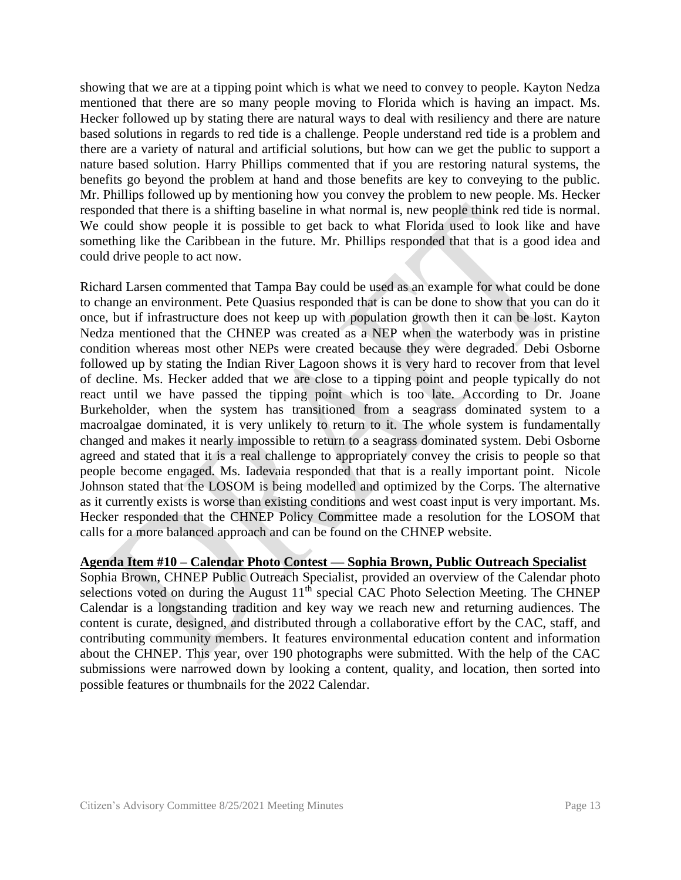showing that we are at a tipping point which is what we need to convey to people. Kayton Nedza mentioned that there are so many people moving to Florida which is having an impact. Ms. Hecker followed up by stating there are natural ways to deal with resiliency and there are nature based solutions in regards to red tide is a challenge. People understand red tide is a problem and there are a variety of natural and artificial solutions, but how can we get the public to support a nature based solution. Harry Phillips commented that if you are restoring natural systems, the benefits go beyond the problem at hand and those benefits are key to conveying to the public. Mr. Phillips followed up by mentioning how you convey the problem to new people. Ms. Hecker responded that there is a shifting baseline in what normal is, new people think red tide is normal. We could show people it is possible to get back to what Florida used to look like and have something like the Caribbean in the future. Mr. Phillips responded that that is a good idea and could drive people to act now.

Richard Larsen commented that Tampa Bay could be used as an example for what could be done to change an environment. Pete Quasius responded that is can be done to show that you can do it once, but if infrastructure does not keep up with population growth then it can be lost. Kayton Nedza mentioned that the CHNEP was created as a NEP when the waterbody was in pristine condition whereas most other NEPs were created because they were degraded. Debi Osborne followed up by stating the Indian River Lagoon shows it is very hard to recover from that level of decline. Ms. Hecker added that we are close to a tipping point and people typically do not react until we have passed the tipping point which is too late. According to Dr. Joane Burkeholder, when the system has transitioned from a seagrass dominated system to a macroalgae dominated, it is very unlikely to return to it. The whole system is fundamentally changed and makes it nearly impossible to return to a seagrass dominated system. Debi Osborne agreed and stated that it is a real challenge to appropriately convey the crisis to people so that people become engaged. Ms. Iadevaia responded that that is a really important point. Nicole Johnson stated that the LOSOM is being modelled and optimized by the Corps. The alternative as it currently exists is worse than existing conditions and west coast input is very important. Ms. Hecker responded that the CHNEP Policy Committee made a resolution for the LOSOM that calls for a more balanced approach and can be found on the CHNEP website.

**Agenda Item #10 – Calendar Photo Contest — Sophia Brown, Public Outreach Specialist**

Sophia Brown, CHNEP Public Outreach Specialist, provided an overview of the Calendar photo selections voted on during the August 11th special CAC Photo Selection Meeting. The CHNEP Calendar is a longstanding tradition and key way we reach new and returning audiences. The content is curate, designed, and distributed through a collaborative effort by the CAC, staff, and contributing community members. It features environmental education content and information about the CHNEP. This year, over 190 photographs were submitted. With the help of the CAC submissions were narrowed down by looking a content, quality, and location, then sorted into possible features or thumbnails for the 2022 Calendar.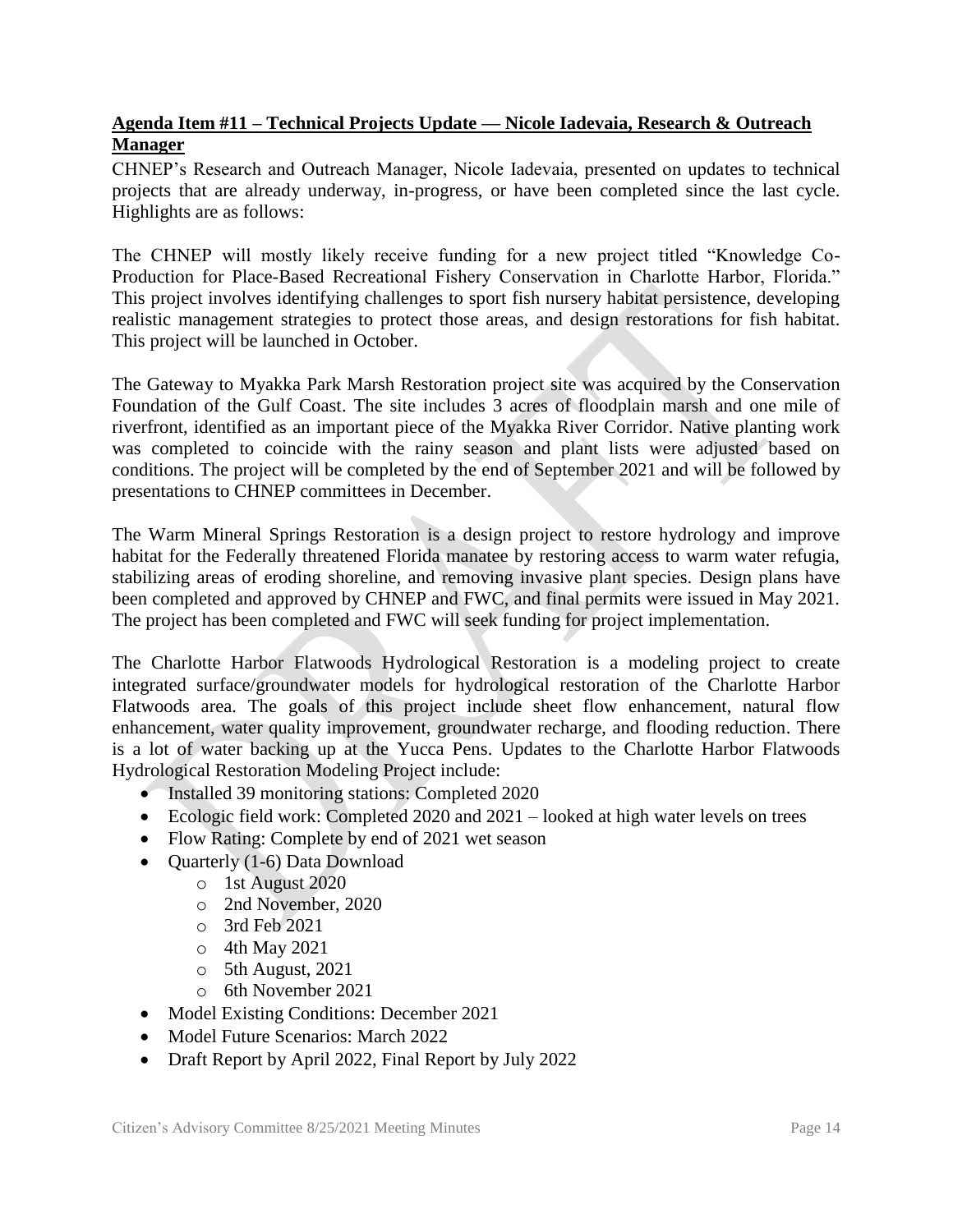**Agenda Item #11 – Technical Projects Update — Nicole Iadevaia, Research & Outreach Manager**

CHNEP's Research and Outreach Manager, Nicole Iadevaia, presented on updates to technical projects that are already underway, in-progress, or have been completed since the last cycle. Highlights are as follows:

The CHNEP will mostly likely receive funding for a new project titled "Knowledge Co-Production for Place-Based Recreational Fishery Conservation in Charlotte Harbor, Florida." This project involves identifying challenges to sport fish nursery habitat persistence, developing realistic management strategies to protect those areas, and design restorations for fish habitat. This project will be launched in October.

The Gateway to Myakka Park Marsh Restoration project site was acquired by the Conservation Foundation of the Gulf Coast. The site includes 3 acres of floodplain marsh and one mile of riverfront, identified as an important piece of the Myakka River Corridor. Native planting work was completed to coincide with the rainy season and plant lists were adjusted based on conditions. The project will be completed by the end of September 2021 and will be followed by presentations to CHNEP committees in December.

The Warm Mineral Springs Restoration is a design project to restore hydrology and improve habitat for the Federally threatened Florida manatee by restoring access to warm water refugia, stabilizing areas of eroding shoreline, and removing invasive plant species. Design plans have been completed and approved by CHNEP and FWC, and final permits were issued in May 2021. The project has been completed and FWC will seek funding for project implementation.

The Charlotte Harbor Flatwoods Hydrological Restoration is a modeling project to create integrated surface/groundwater models for hydrological restoration of the Charlotte Harbor Flatwoods area. The goals of this project include sheet flow enhancement, natural flow enhancement, water quality improvement, groundwater recharge, and flooding reduction. There is a lot of water backing up at the Yucca Pens. Updates to the Charlotte Harbor Flatwoods Hydrological Restoration Modeling Project include:

- Installed 39 monitoring stations: Completed 2020
- Ecologic field work: Completed 2020 and 2021 – looked at high water levels on trees
- Flow Rating: Complete by end of 2021 wet season
- Quarterly (1-6) Data Download
  - 1st August 2020
  - 2nd November, 2020
  - 3rd Feb 2021
  - 4th May 2021
  - 5th August, 2021
  - 6th November 2021
- Model Existing Conditions: December 2021
- Model Future Scenarios: March 2022
- Draft Report by April 2022, Final Report by July 2022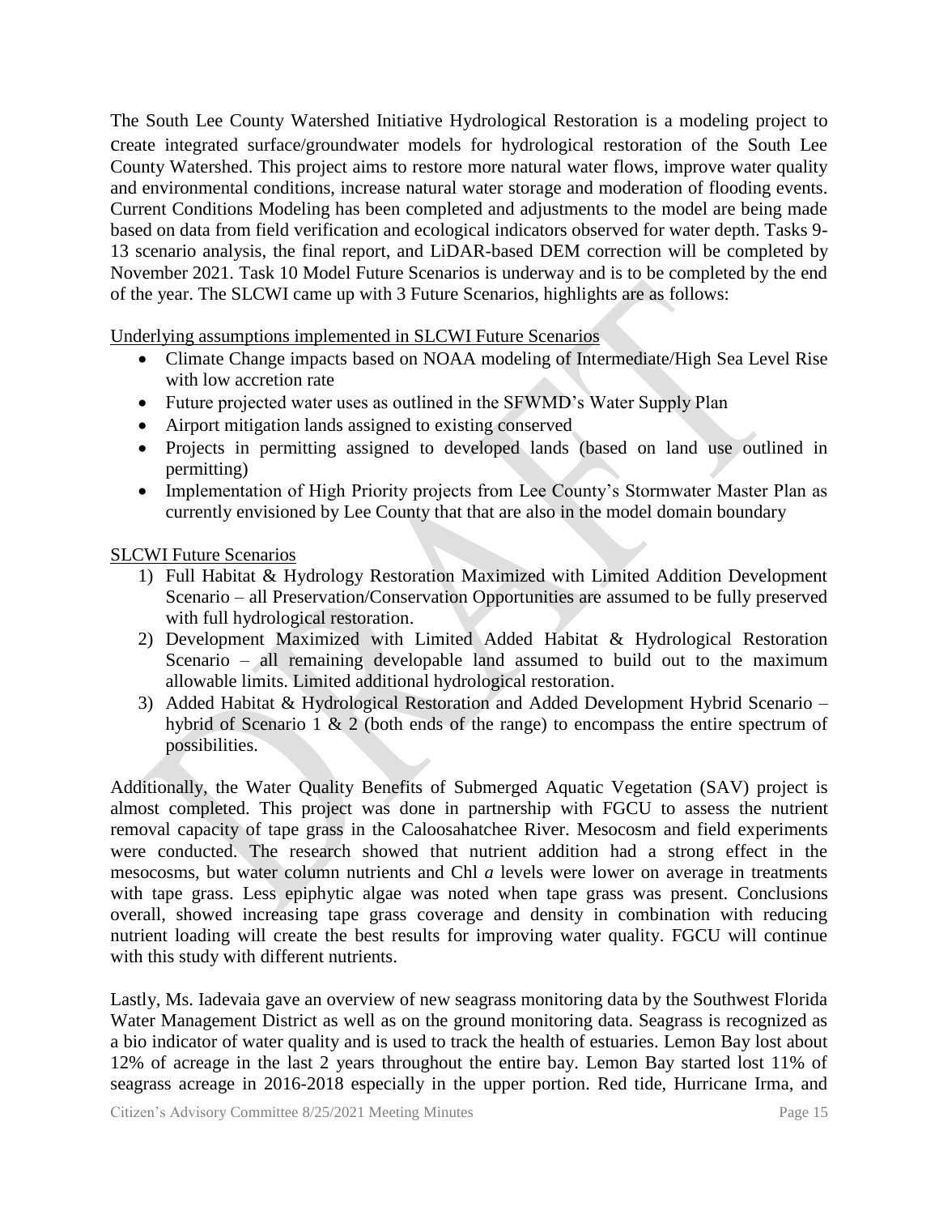The South Lee County Watershed Initiative Hydrological Restoration is a modeling project to create integrated surface/groundwater models for hydrological restoration of the South Lee County Watershed. This project aims to restore more natural water flows, improve water quality and environmental conditions, increase natural water storage and moderation of flooding events. Current Conditions Modeling has been completed and adjustments to the model are being made based on data from field verification and ecological indicators observed for water depth. Tasks 9-13 scenario analysis, the final report, and LiDAR-based DEM correction will be completed by November 2021. Task 10 Model Future Scenarios is underway and is to be completed by the end of the year. The SLCWI came up with 3 Future Scenarios, highlights are as follows:

Underlying assumptions implemented in SLCWI Future Scenarios

- Climate Change impacts based on NOAA modeling of Intermediate/High Sea Level Rise with low accretion rate
- Future projected water uses as outlined in the SFWMD's Water Supply Plan
- Airport mitigation lands assigned to existing conserved
- Projects in permitting assigned to developed lands (based on land use outlined in permitting)
- Implementation of High Priority projects from Lee County's Stormwater Master Plan as currently envisioned by Lee County that that are also in the model domain boundary

SLCWI Future Scenarios

1) Full Habitat & Hydrology Restoration Maximized with Limited Addition Development Scenario – all Preservation/Conservation Opportunities are assumed to be fully preserved with full hydrological restoration.
2) Development Maximized with Limited Added Habitat & Hydrological Restoration Scenario – all remaining developable land assumed to build out to the maximum allowable limits. Limited additional hydrological restoration.
3) Added Habitat & Hydrological Restoration and Added Development Hybrid Scenario – hybrid of Scenario 1 & 2 (both ends of the range) to encompass the entire spectrum of possibilities.

Additionally, the Water Quality Benefits of Submerged Aquatic Vegetation (SAV) project is almost completed. This project was done in partnership with FGCU to assess the nutrient removal capacity of tape grass in the Caloosahatchee River. Mesocosm and field experiments were conducted. The research showed that nutrient addition had a strong effect in the mesocosms, but water column nutrients and Chl *a* levels were lower on average in treatments with tape grass. Less epiphytic algae was noted when tape grass was present. Conclusions overall, showed increasing tape grass coverage and density in combination with reducing nutrient loading will create the best results for improving water quality. FGCU will continue with this study with different nutrients.

Lastly, Ms. Iadevaia gave an overview of new seagrass monitoring data by the Southwest Florida Water Management District as well as on the ground monitoring data. Seagrass is recognized as a bio indicator of water quality and is used to track the health of estuaries. Lemon Bay lost about 12% of acreage in the last 2 years throughout the entire bay. Lemon Bay started lost 11% of seagrass acreage in 2016-2018 especially in the upper portion. Red tide, Hurricane Irma, and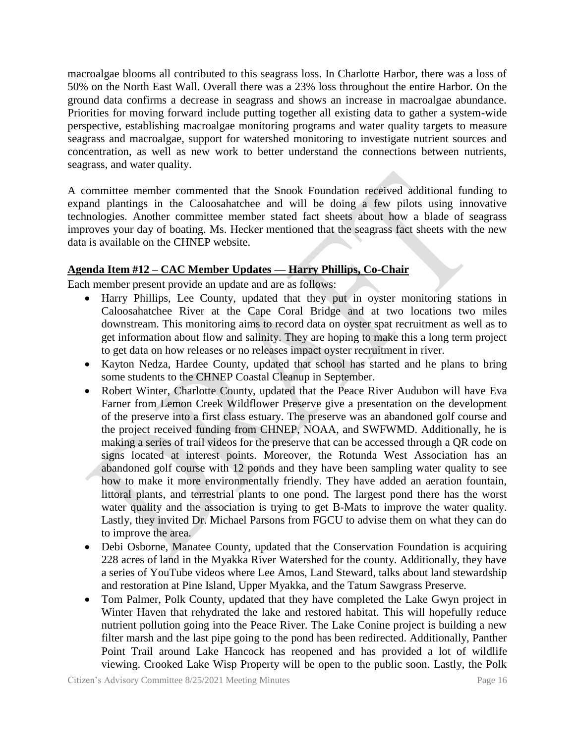macroalgae blooms all contributed to this seagrass loss. In Charlotte Harbor, there was a loss of 50% on the North East Wall. Overall there was a 23% loss throughout the entire Harbor. On the ground data confirms a decrease in seagrass and shows an increase in macroalgae abundance. Priorities for moving forward include putting together all existing data to gather a system-wide perspective, establishing macroalgae monitoring programs and water quality targets to measure seagrass and macroalgae, support for watershed monitoring to investigate nutrient sources and concentration, as well as new work to better understand the connections between nutrients, seagrass, and water quality.

A committee member commented that the Snook Foundation received additional funding to expand plantings in the Caloosahatchee and will be doing a few pilots using innovative technologies. Another committee member stated fact sheets about how a blade of seagrass improves your day of boating. Ms. Hecker mentioned that the seagrass fact sheets with the new data is available on the CHNEP website.

**Agenda Item #12 – CAC Member Updates — Harry Phillips, Co-Chair**

Each member present provide an update and are as follows:

- Harry Phillips, Lee County, updated that they put in oyster monitoring stations in Caloosahatchee River at the Cape Coral Bridge and at two locations two miles downstream. This monitoring aims to record data on oyster spat recruitment as well as to get information about flow and salinity. They are hoping to make this a long term project to get data on how releases or no releases impact oyster recruitment in river.
- Kayton Nedza, Hardee County, updated that school has started and he plans to bring some students to the CHNEP Coastal Cleanup in September.
- Robert Winter, Charlotte County, updated that the Peace River Audubon will have Eva Farner from Lemon Creek Wildflower Preserve give a presentation on the development of the preserve into a first class estuary. The preserve was an abandoned golf course and the project received funding from CHNEP, NOAA, and SWFWMD. Additionally, he is making a series of trail videos for the preserve that can be accessed through a QR code on signs located at interest points. Moreover, the Rotunda West Association has an abandoned golf course with 12 ponds and they have been sampling water quality to see how to make it more environmentally friendly. They have added an aeration fountain, littoral plants, and terrestrial plants to one pond. The largest pond there has the worst water quality and the association is trying to get B-Mats to improve the water quality. Lastly, they invited Dr. Michael Parsons from FGCU to advise them on what they can do to improve the area.
- Debi Osborne, Manatee County, updated that the Conservation Foundation is acquiring 228 acres of land in the Myakka River Watershed for the county. Additionally, they have a series of YouTube videos where Lee Amos, Land Steward, talks about land stewardship and restoration at Pine Island, Upper Myakka, and the Tatum Sawgrass Preserve.
- Tom Palmer, Polk County, updated that they have completed the Lake Gwyn project in Winter Haven that rehydrated the lake and restored habitat. This will hopefully reduce nutrient pollution going into the Peace River. The Lake Conine project is building a new filter marsh and the last pipe going to the pond has been redirected. Additionally, Panther Point Trail around Lake Hancock has reopened and has provided a lot of wildlife viewing. Crooked Lake Wisp Property will be open to the public soon. Lastly, the Polk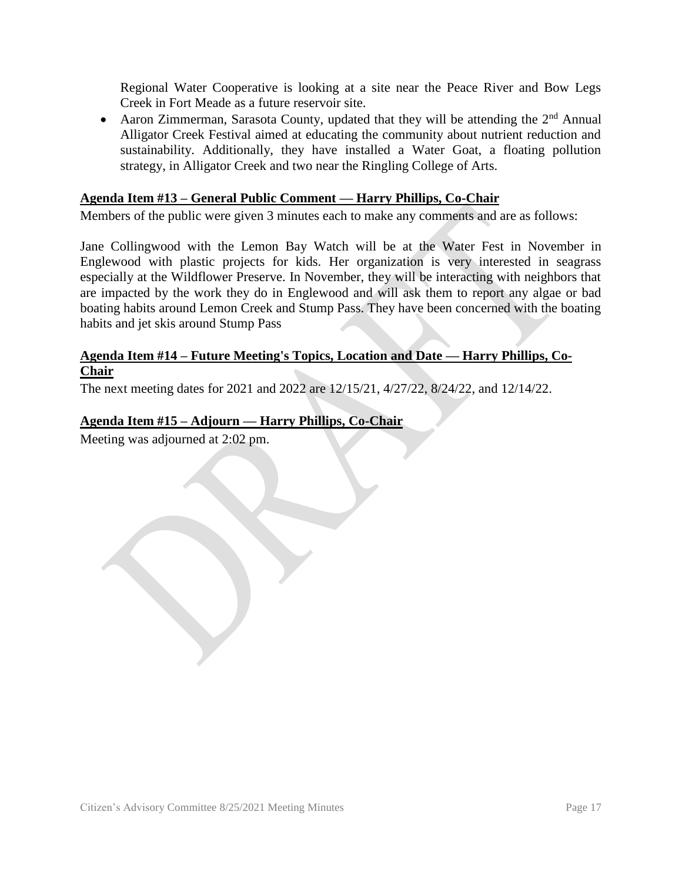Regional Water Cooperative is looking at a site near the Peace River and Bow Legs Creek in Fort Meade as a future reservoir site.

- Aaron Zimmerman, Sarasota County, updated that they will be attending the 2nd Annual Alligator Creek Festival aimed at educating the community about nutrient reduction and sustainability. Additionally, they have installed a Water Goat, a floating pollution strategy, in Alligator Creek and two near the Ringling College of Arts.

**Agenda Item #13 – General Public Comment — Harry Phillips, Co-Chair**

Members of the public were given 3 minutes each to make any comments and are as follows:

Jane Collingwood with the Lemon Bay Watch will be at the Water Fest in November in Englewood with plastic projects for kids. Her organization is very interested in seagrass especially at the Wildflower Preserve. In November, they will be interacting with neighbors that are impacted by the work they do in Englewood and will ask them to report any algae or bad boating habits around Lemon Creek and Stump Pass. They have been concerned with the boating habits and jet skis around Stump Pass

**Agenda Item #14 – Future Meeting's Topics, Location and Date — Harry Phillips, Co-Chair**

The next meeting dates for 2021 and 2022 are 12/15/21, 4/27/22, 8/24/22, and 12/14/22.

**Agenda Item #15 – Adjourn — Harry Phillips, Co-Chair**

Meeting was adjourned at 2:02 pm.